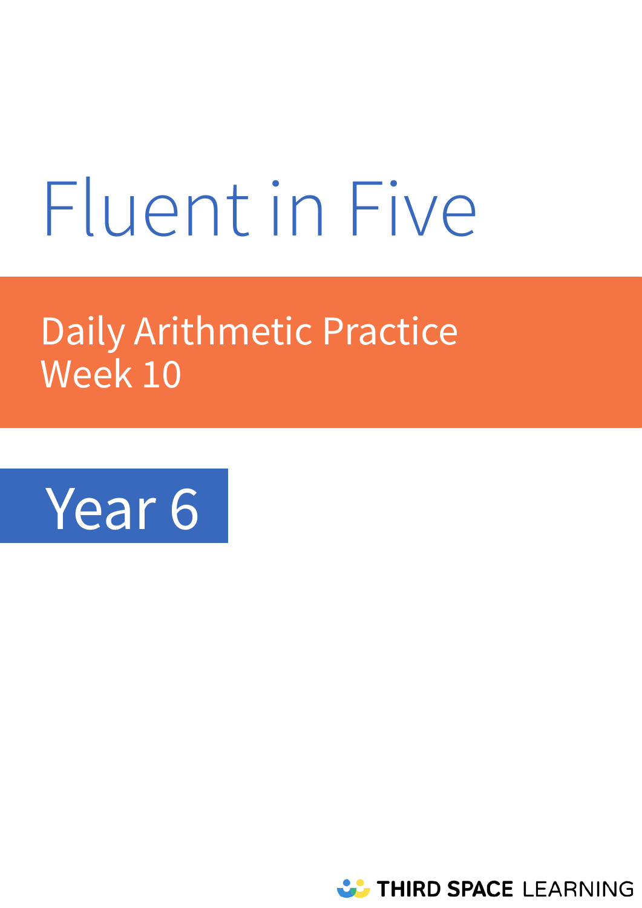# Fluent in Five

## Daily Arithmetic Practice
## Week 10

## Year 6

THIRD SPACE LEARNING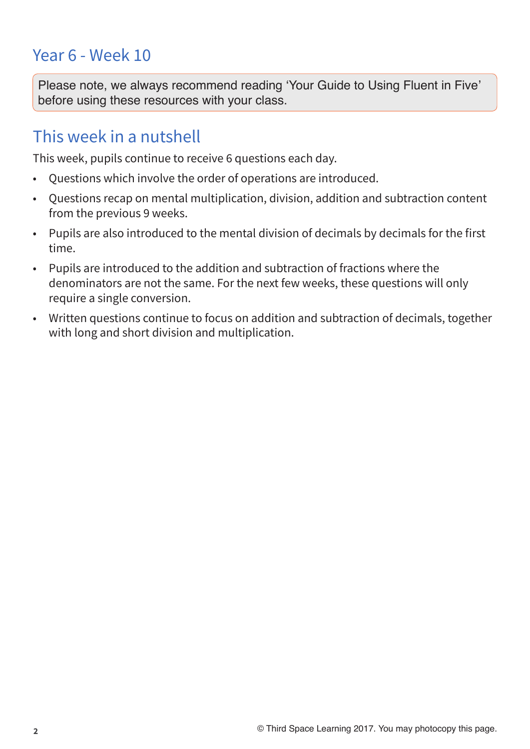# Year 6 - Week 10

Please note, we always recommend reading 'Your Guide to Using Fluent in Five' before using these resources with your class.

## This week in a nutshell

This week, pupils continue to receive 6 questions each day.

- Questions which involve the order of operations are introduced.
- Questions recap on mental multiplication, division, addition and subtraction content from the previous 9 weeks.
- Pupils are also introduced to the mental division of decimals by decimals for the first time.
- Pupils are introduced to the addition and subtraction of fractions where the denominators are not the same. For the next few weeks, these questions will only require a single conversion.
- Written questions continue to focus on addition and subtraction of decimals, together with long and short division and multiplication.

© Third Space Learning 2017. You may photocopy this page.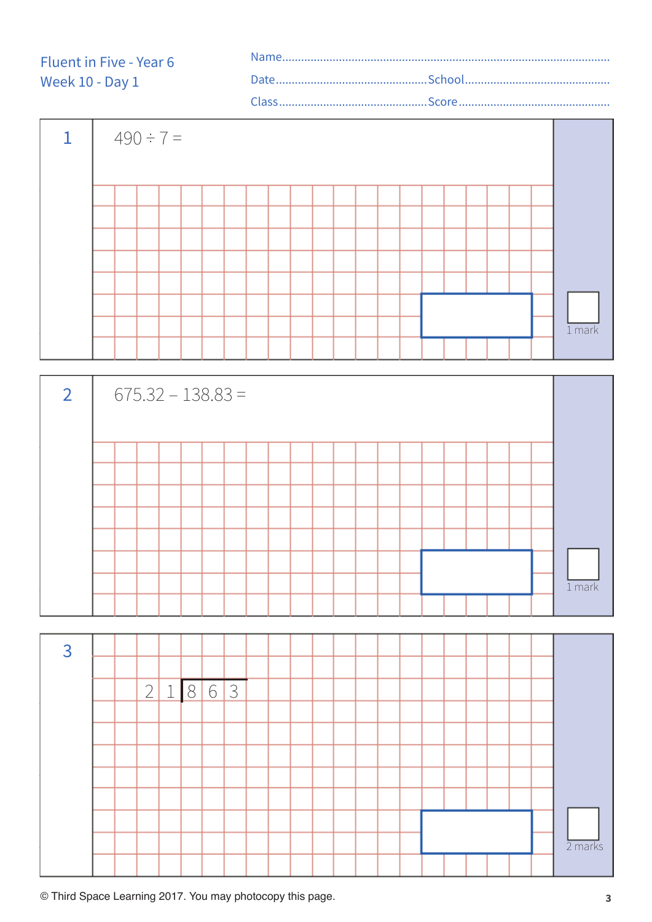Fluent in Five - Year 6
Week 10 - Day 1

Name.................................................................................................

Date.................................................School..............................................

Class................................................Score..............................................

**1**

$490 \div 7 =$

1 mark

**2**

$675.32 - 138.83 =$

1 mark

**3**

$21 \overline{)863}$

2 marks

© Third Space Learning 2017. You may photocopy this page.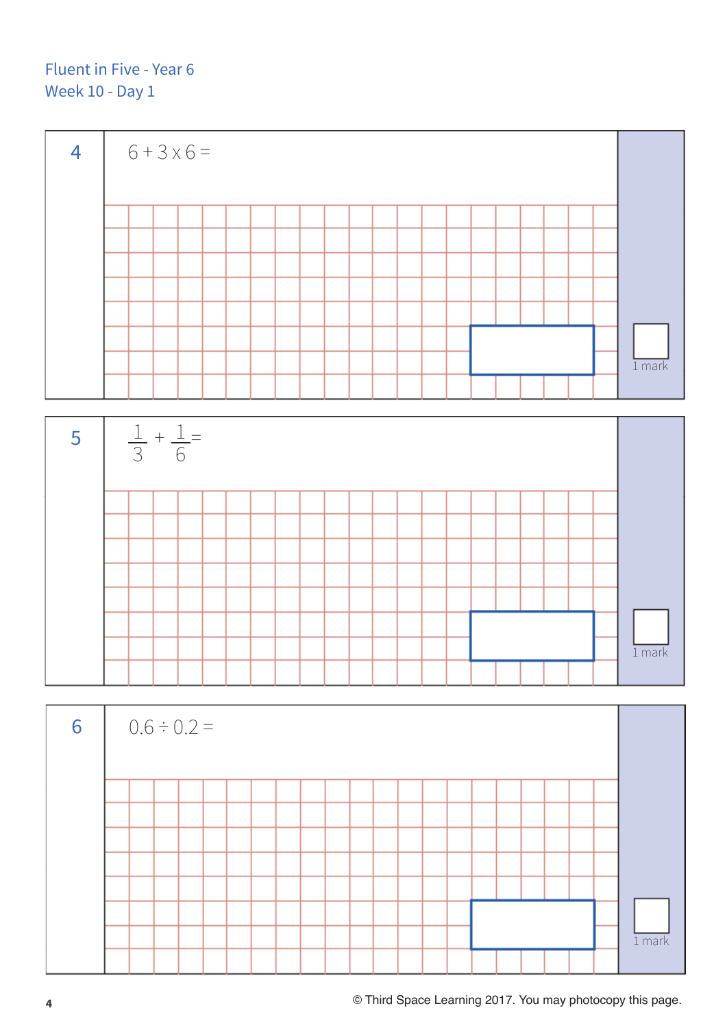Fluent in Five - Year 6
Week 10 - Day 1

**4** $6 + 3 \times 6 =$

1 mark

**5** $\frac{1}{3} + \frac{1}{6} =$

1 mark

**6** $0.6 \div 0.2 =$

1 mark

© Third Space Learning 2017. You may photocopy this page.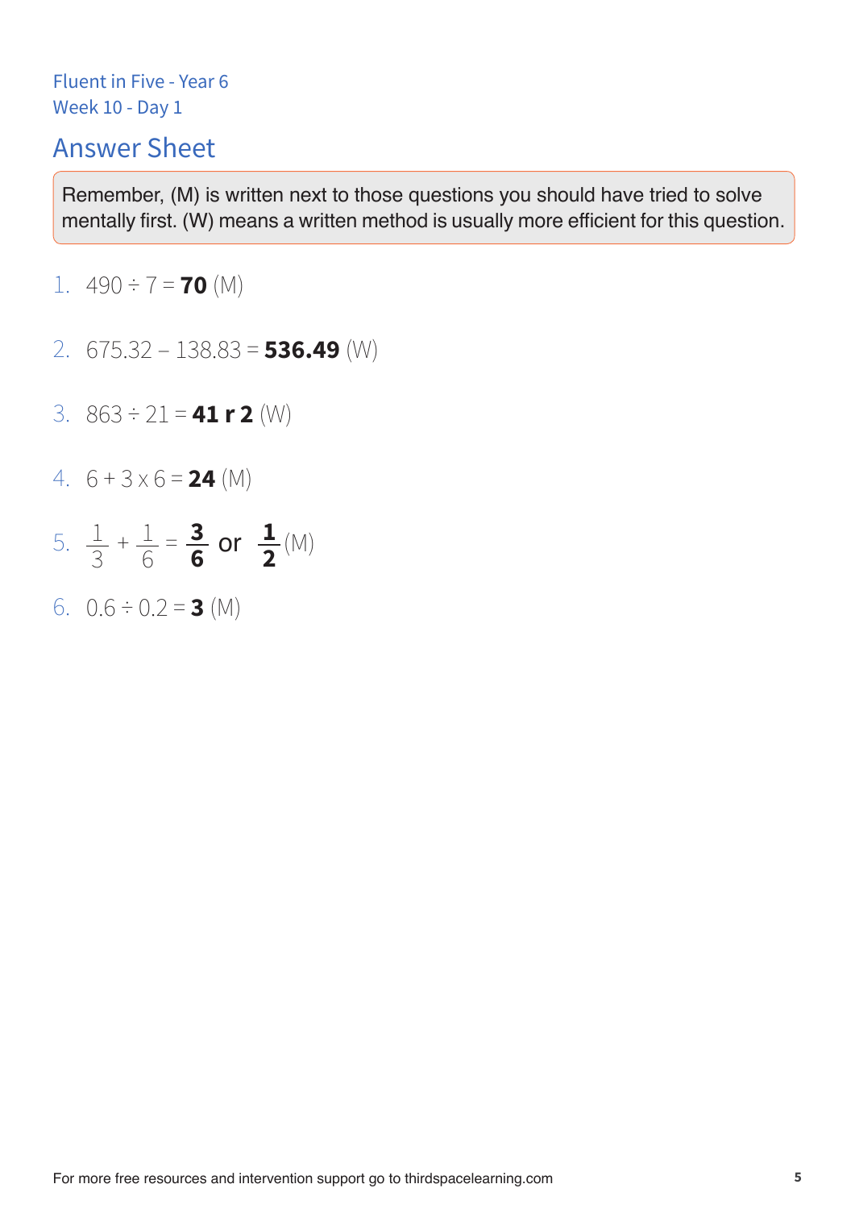Fluent in Five - Year 6
Week 10 - Day 1

## Answer Sheet

Remember, (M) is written next to those questions you should have tried to solve mentally first. (W) means a written method is usually more efficient for this question.

1. $490 \div 7 =$ **70** (M)

2. $675.32 - 138.83 =$ **536.49** (W)

3. $863 \div 21 =$ **41 r 2** (W)

4. $6 + 3 \times 6 =$ **24** (M)

5. $\frac{1}{3} + \frac{1}{6} = \mathbf{\frac{3}{6}}$ or $\mathbf{\frac{1}{2}}$ (M)

6. $0.6 \div 0.2 =$ **3** (M)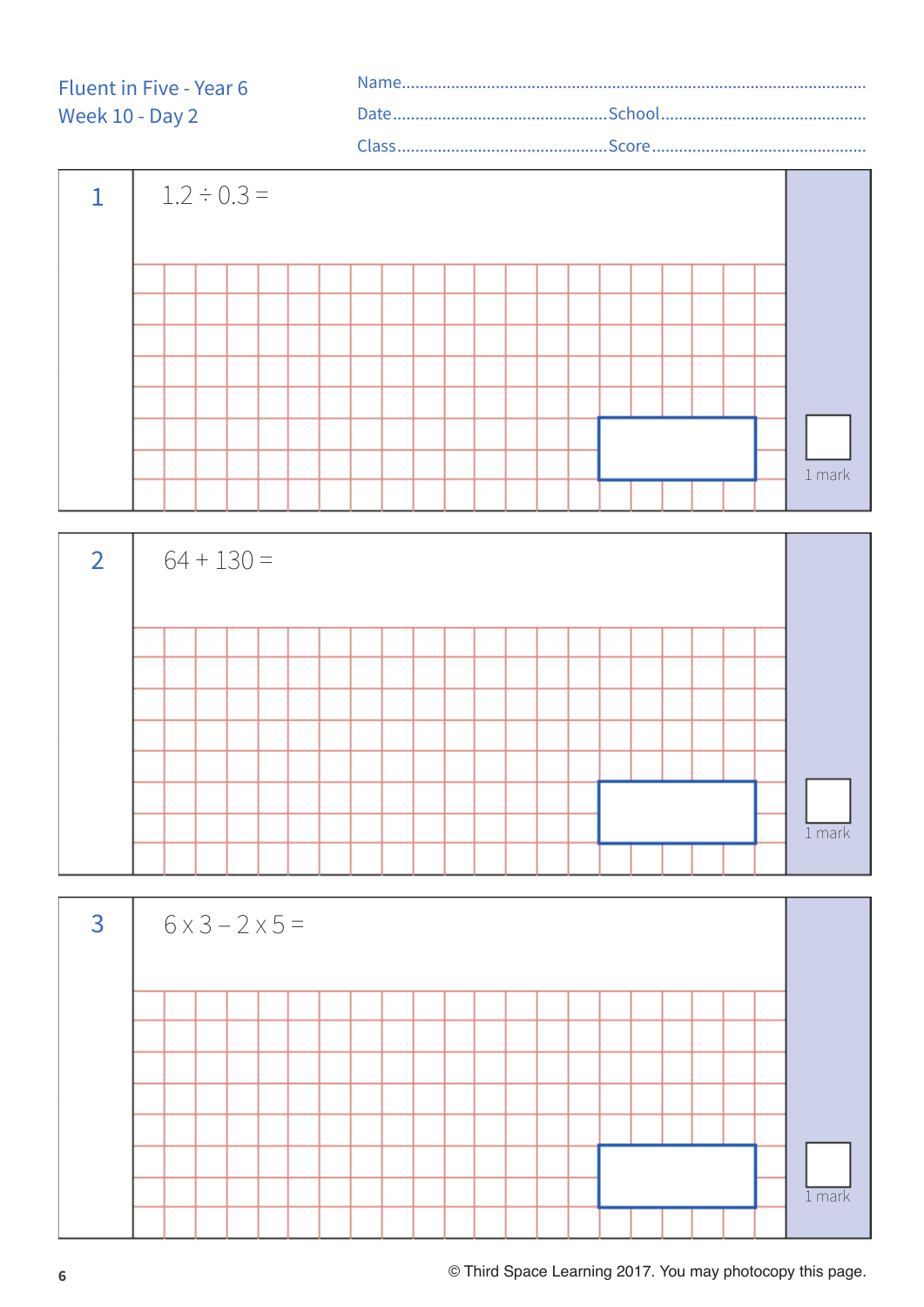Fluent in Five - Year 6
Week 10 - Day 2

Name........................................................................................................

Date................................................School................................................

Class................................................Score................................................

**1**

$1.2 \div 0.3 =$

1 mark

**2**

$64 + 130 =$

1 mark

**3**

$6 \times 3 - 2 \times 5 =$

1 mark

© Third Space Learning 2017. You may photocopy this page.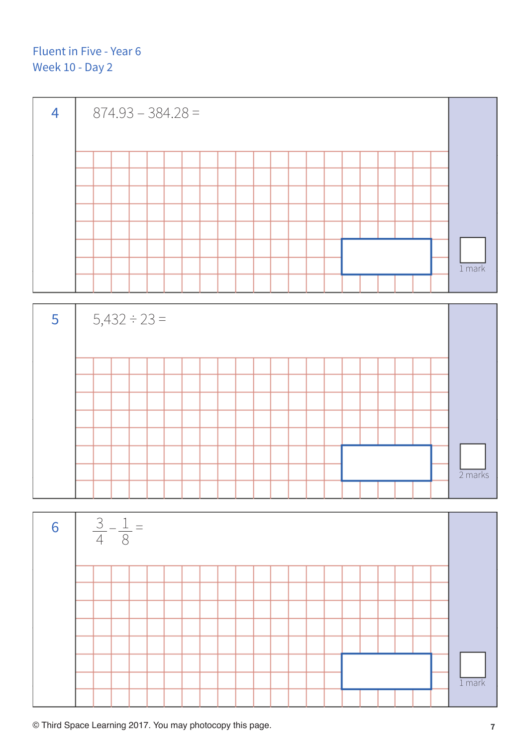Fluent in Five - Year 6
Week 10 - Day 2

**4**

$874.93 - 384.28 =$

1 mark

**5**

$5{,}432 \div 23 =$

2 marks

**6**

$\frac{3}{4} - \frac{1}{8} =$

1 mark

© Third Space Learning 2017. You may photocopy this page.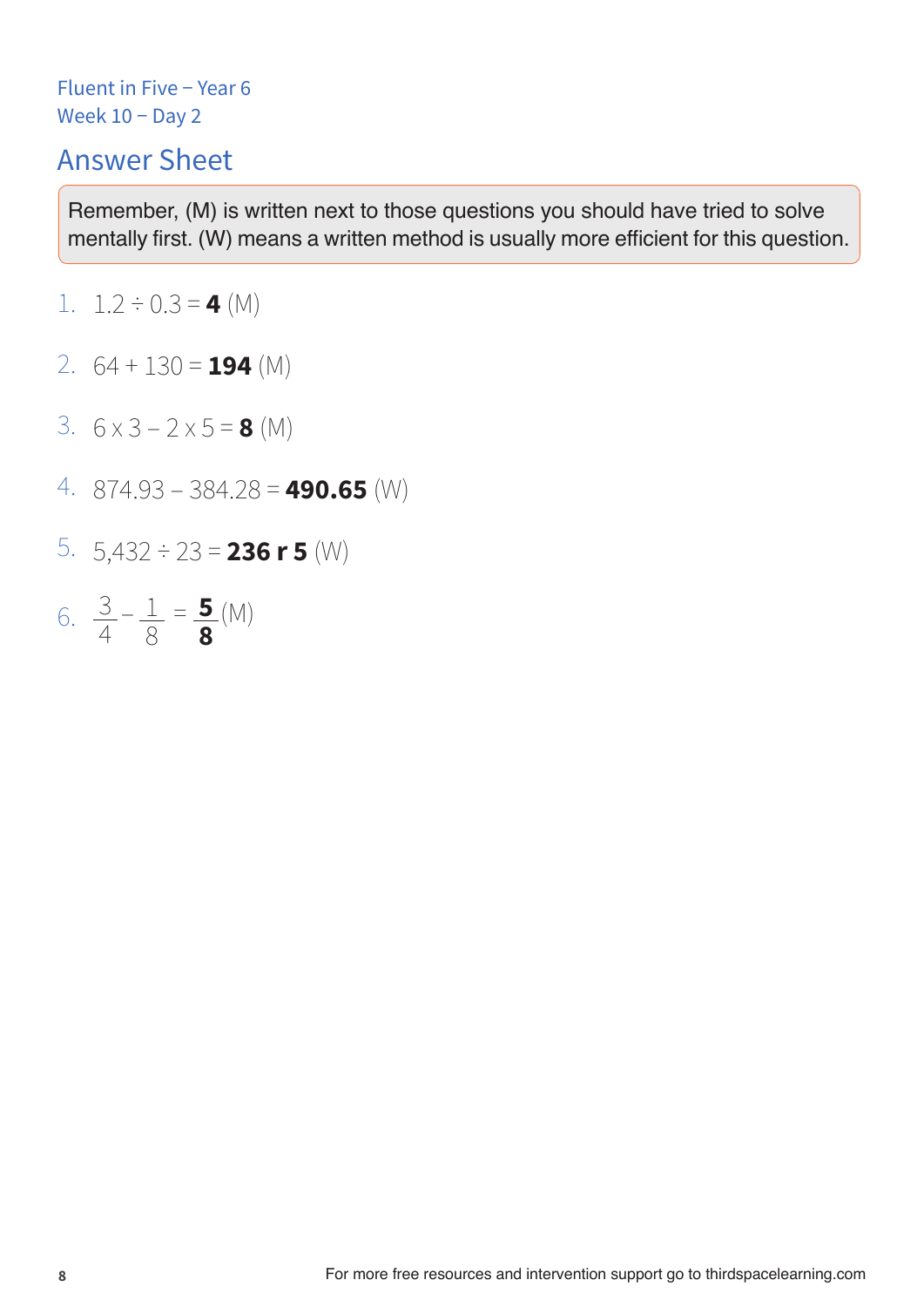Fluent in Five – Year 6
Week 10 – Day 2

## Answer Sheet

Remember, (M) is written next to those questions you should have tried to solve mentally first. (W) means a written method is usually more efficient for this question.

1. $1.2 \div 0.3 =$ **4** (M)

2. $64 + 130 =$ **194** (M)

3. $6 \times 3 - 2 \times 5 =$ **8** (M)

4. $874.93 - 384.28 =$ **490.65** (W)

5. $5{,}432 \div 23 =$ **236 r 5** (W)

6. $\frac{3}{4} - \frac{1}{8} = \mathbf{\frac{5}{8}}$ (M)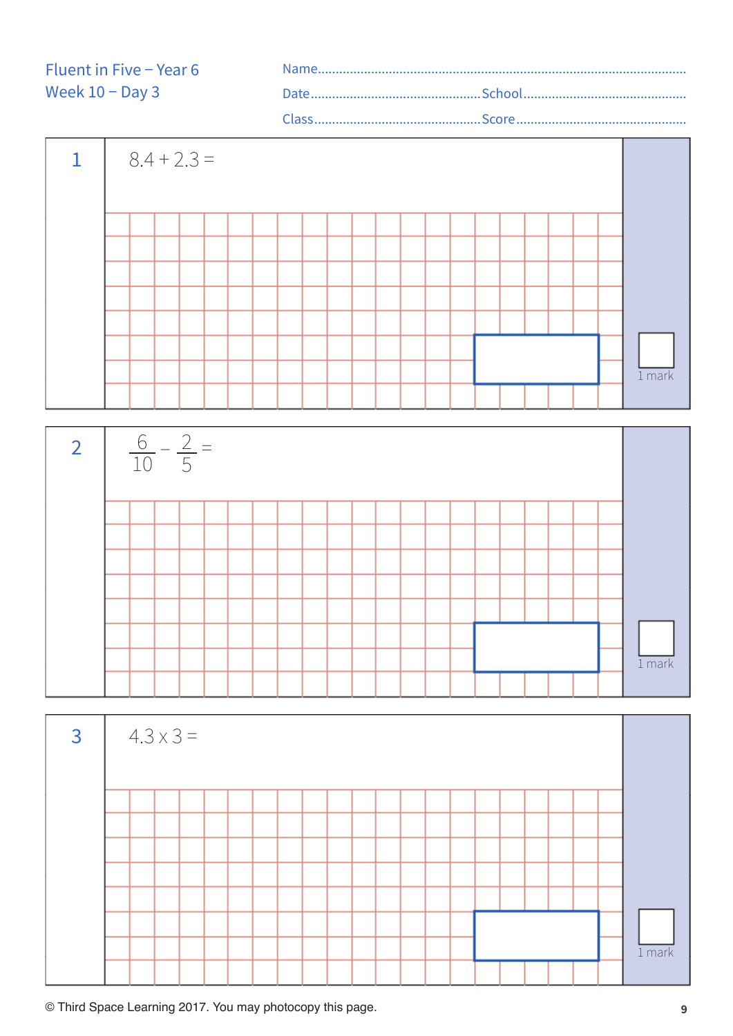# Fluent in Five – Year 6
## Week 10 – Day 3

Name........................................................................................................

Date.............................................School.............................................

Class............................................Score..............................................

**1**

$8.4 + 2.3 =$

1 mark

**2**

$\frac{6}{10} - \frac{2}{5} =$

1 mark

**3**

$4.3 \times 3 =$

1 mark

© Third Space Learning 2017. You may photocopy this page.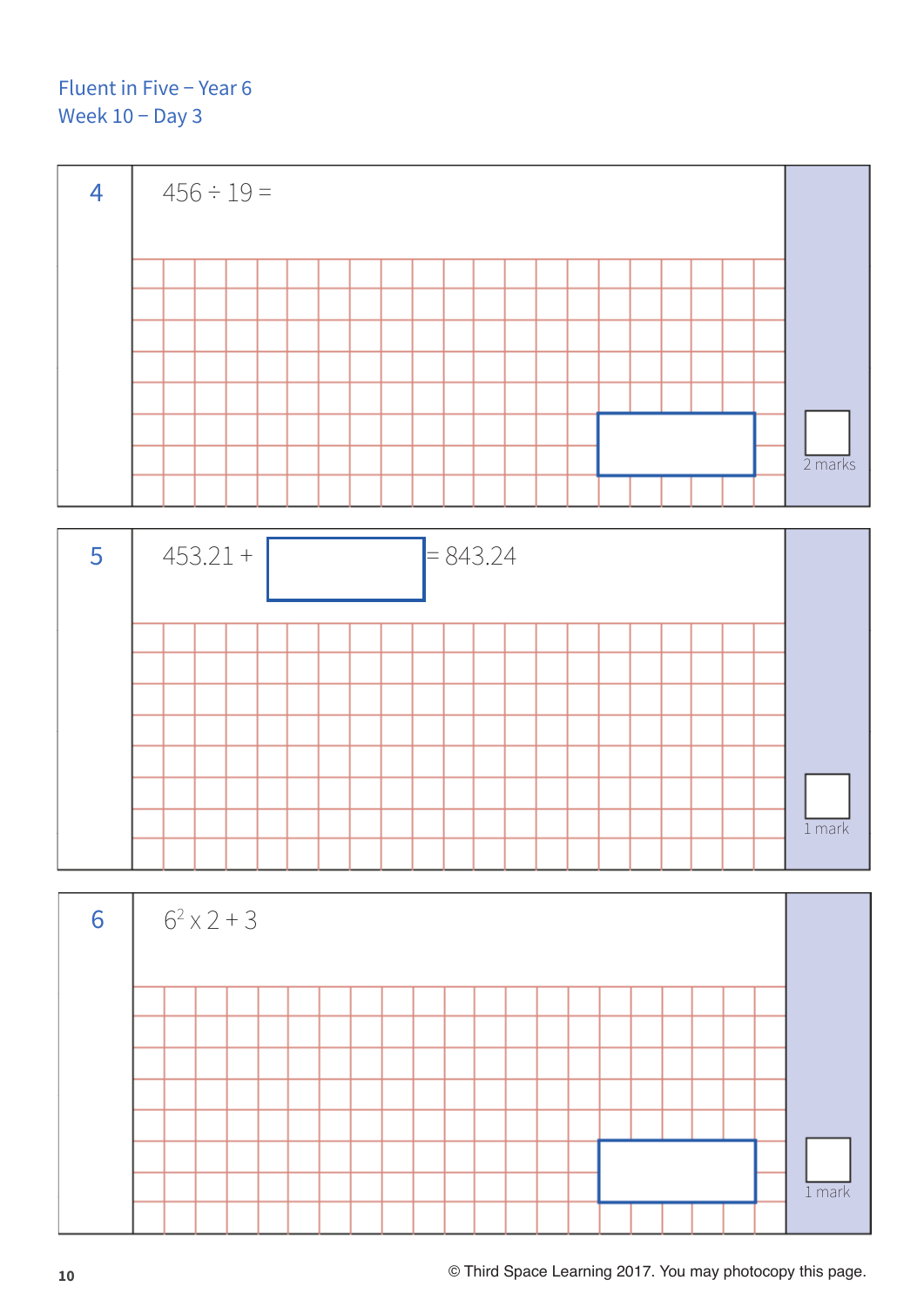Fluent in Five – Year 6
Week 10 – Day 3

**4** $456 \div 19 =$

2 marks

**5** $453.21 + \square = 843.24$

1 mark

**6** $6^2 \times 2 + 3$

1 mark

© Third Space Learning 2017. You may photocopy this page.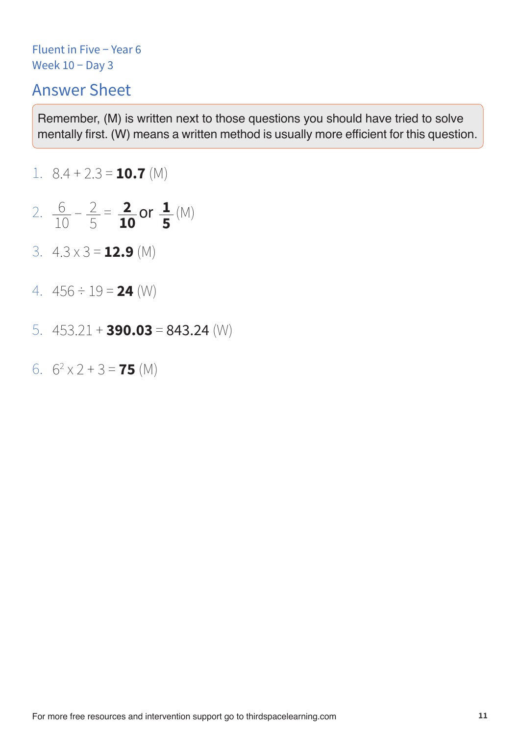Fluent in Five – Year 6
Week 10 – Day 3

## Answer Sheet

Remember, (M) is written next to those questions you should have tried to solve mentally first. (W) means a written method is usually more efficient for this question.

1. $8.4 + 2.3 =$ **10.7** (M)
2. $\frac{6}{10} - \frac{2}{5} = \mathbf{\frac{2}{10}}$ or $\mathbf{\frac{1}{5}}$ (M)
3. $4.3 \times 3 =$ **12.9** (M)
4. $456 \div 19 =$ **24** (W)
5. $453.21 +$ **390.03** $= 843.24$ (W)
6. $6^2 \times 2 + 3 =$ **75** (M)

For more free resources and intervention support go to thirdspacelearning.com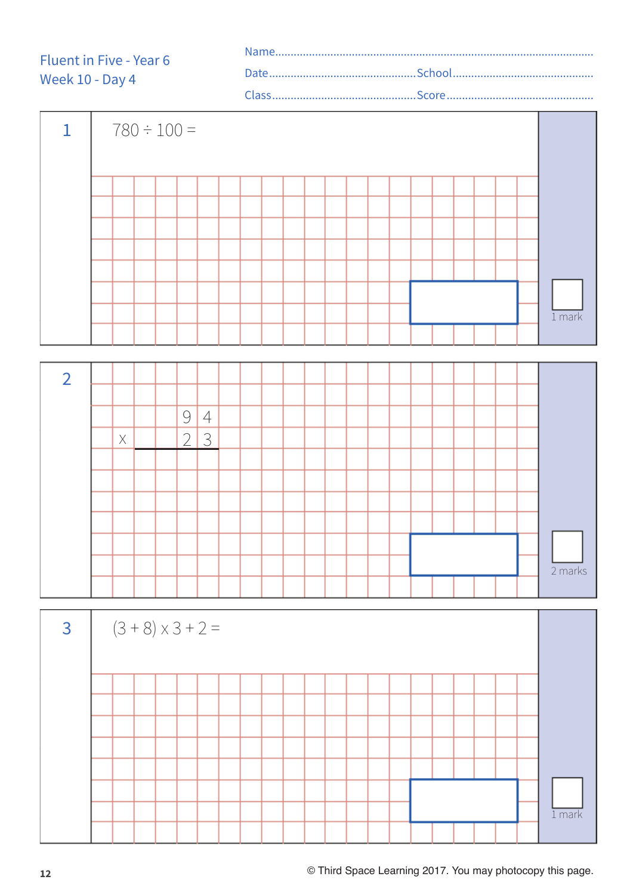Fluent in Five - Year 6
Week 10 - Day 4

Name........................................................................................................

Date................................................School................................................

Class................................................Score................................................

**1**

$780 \div 100 =$

1 mark

**2**

$$
\begin{array}{r}
94 \\
\times \quad 23 \\
\hline
\end{array}
$$

2 marks

**3**

$(3 + 8) \times 3 + 2 =$

1 mark

© Third Space Learning 2017. You may photocopy this page.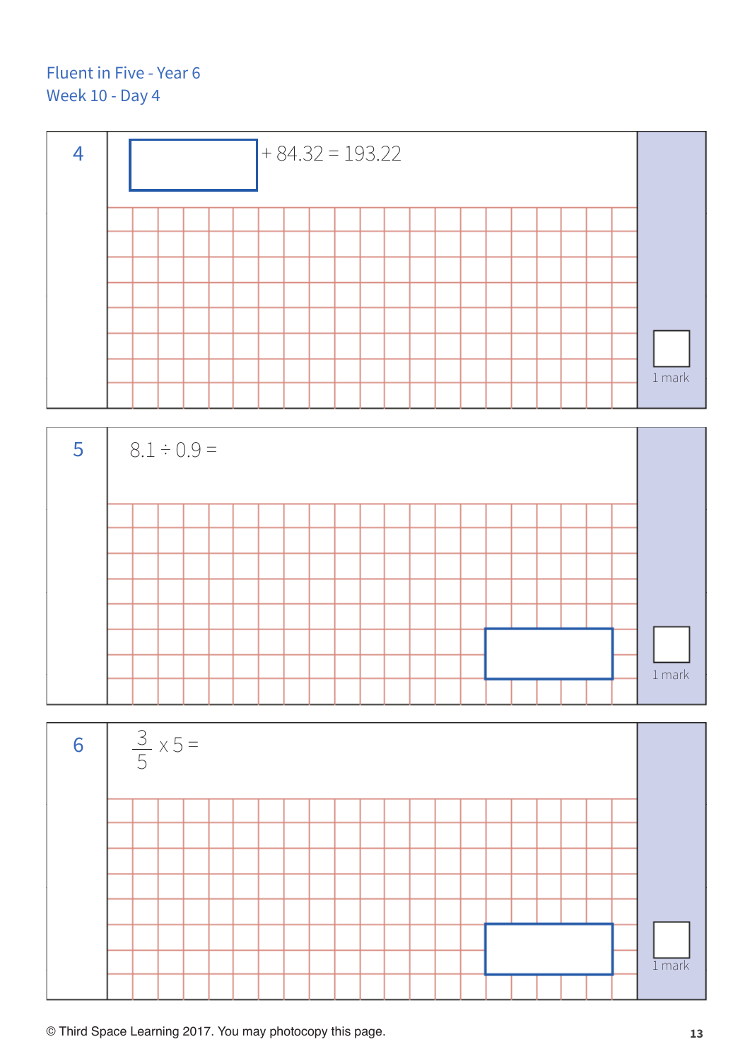Fluent in Five - Year 6

Week 10 - Day 4

**4**

☐ + 84.32 = 193.22

1 mark

**5**

8.1 ÷ 0.9 =

1 mark

**6**

$\frac{3}{5}$ x 5 =

1 mark

© Third Space Learning 2017. You may photocopy this page.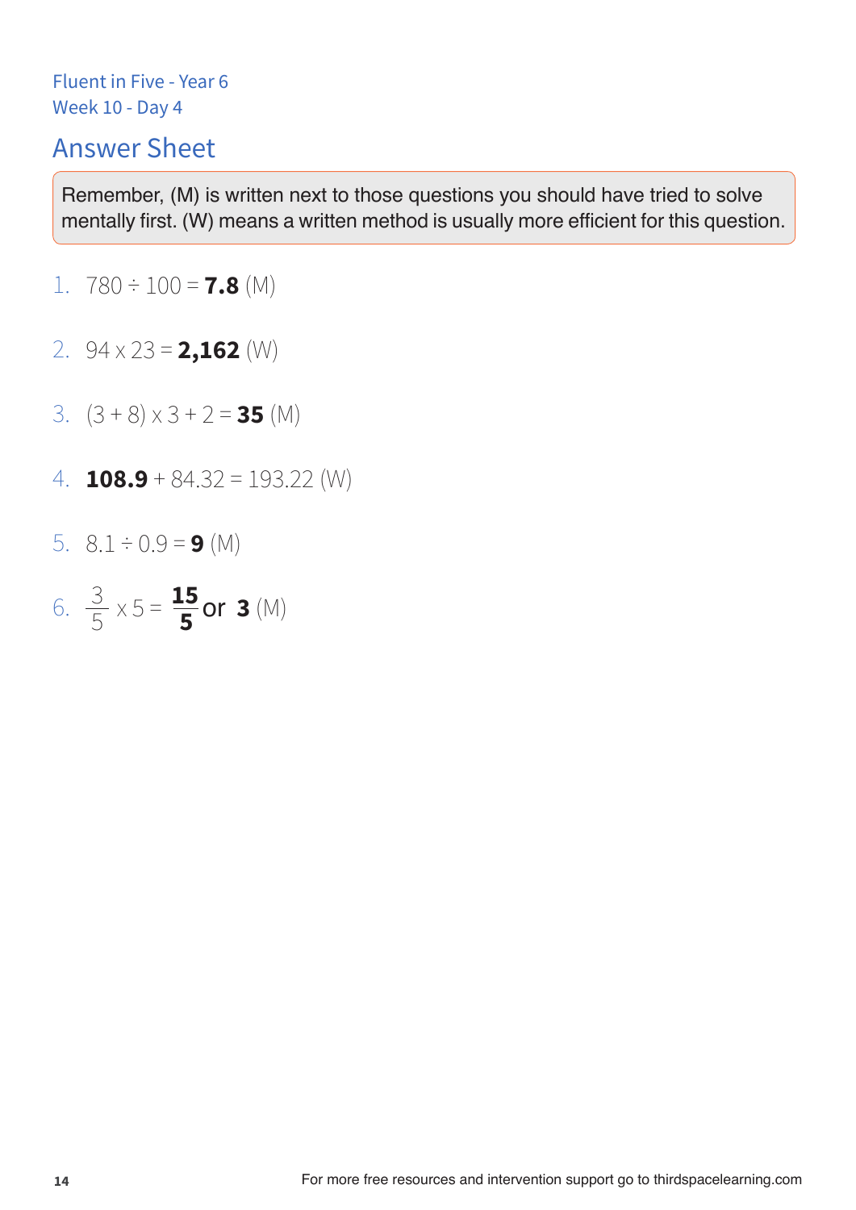Fluent in Five - Year 6
Week 10 - Day 4

## Answer Sheet

Remember, (M) is written next to those questions you should have tried to solve mentally first. (W) means a written method is usually more efficient for this question.

1. $780 \div 100 = \mathbf{7.8}$ (M)

2. $94 \times 23 = \mathbf{2{,}162}$ (W)

3. $(3 + 8) \times 3 + 2 = \mathbf{35}$ (M)

4. $\mathbf{108.9} + 84.32 = 193.22$ (W)

5. $8.1 \div 0.9 = \mathbf{9}$ (M)

6. $\frac{3}{5} \times 5 = \mathbf{\frac{15}{5}}$ or $\mathbf{3}$ (M)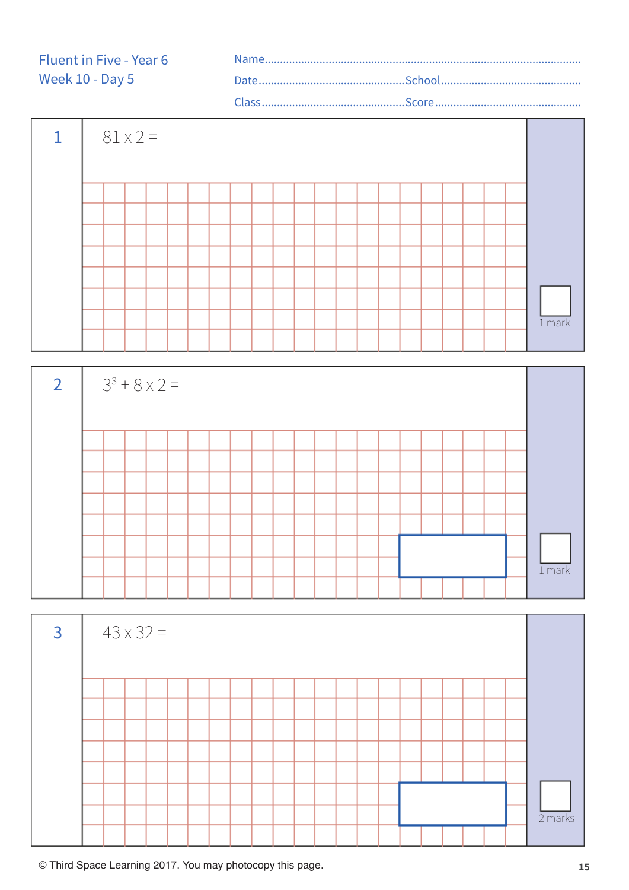Fluent in Five - Year 6
Week 10 - Day 5

Name.......................................................................................................

Date................................................School.............................................

Class...............................................Score...............................................

**1**

$81 \times 2 =$

1 mark

**2**

$3^3 + 8 \times 2 =$

1 mark

**3**

$43 \times 32 =$

2 marks

© Third Space Learning 2017. You may photocopy this page.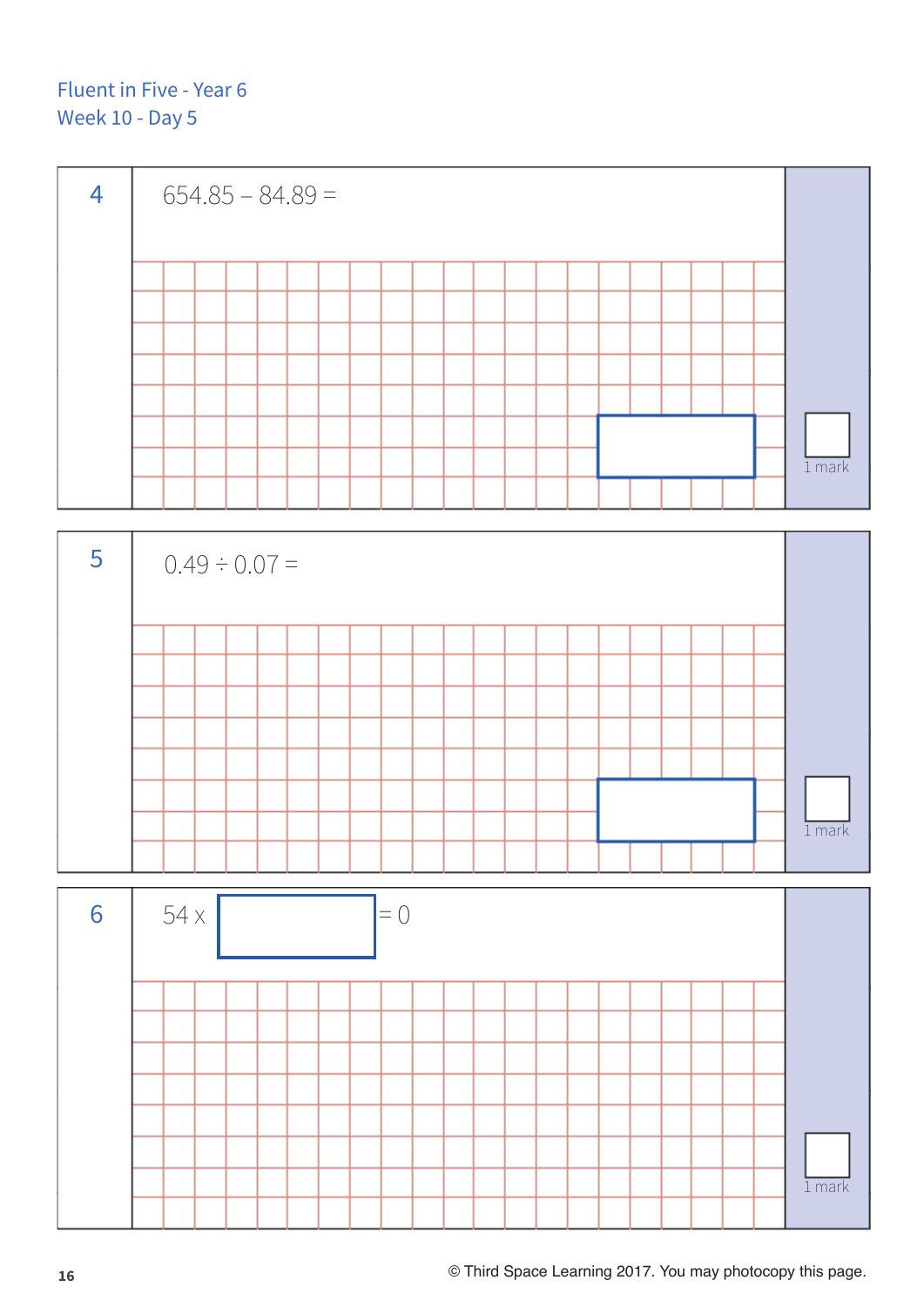Fluent in Five - Year 6
Week 10 - Day 5

**4**

$654.85 - 84.89 =$

1 mark

**5**

$0.49 \div 0.07 =$

1 mark

**6**

$54 \times \square = 0$

1 mark

© Third Space Learning 2017. You may photocopy this page.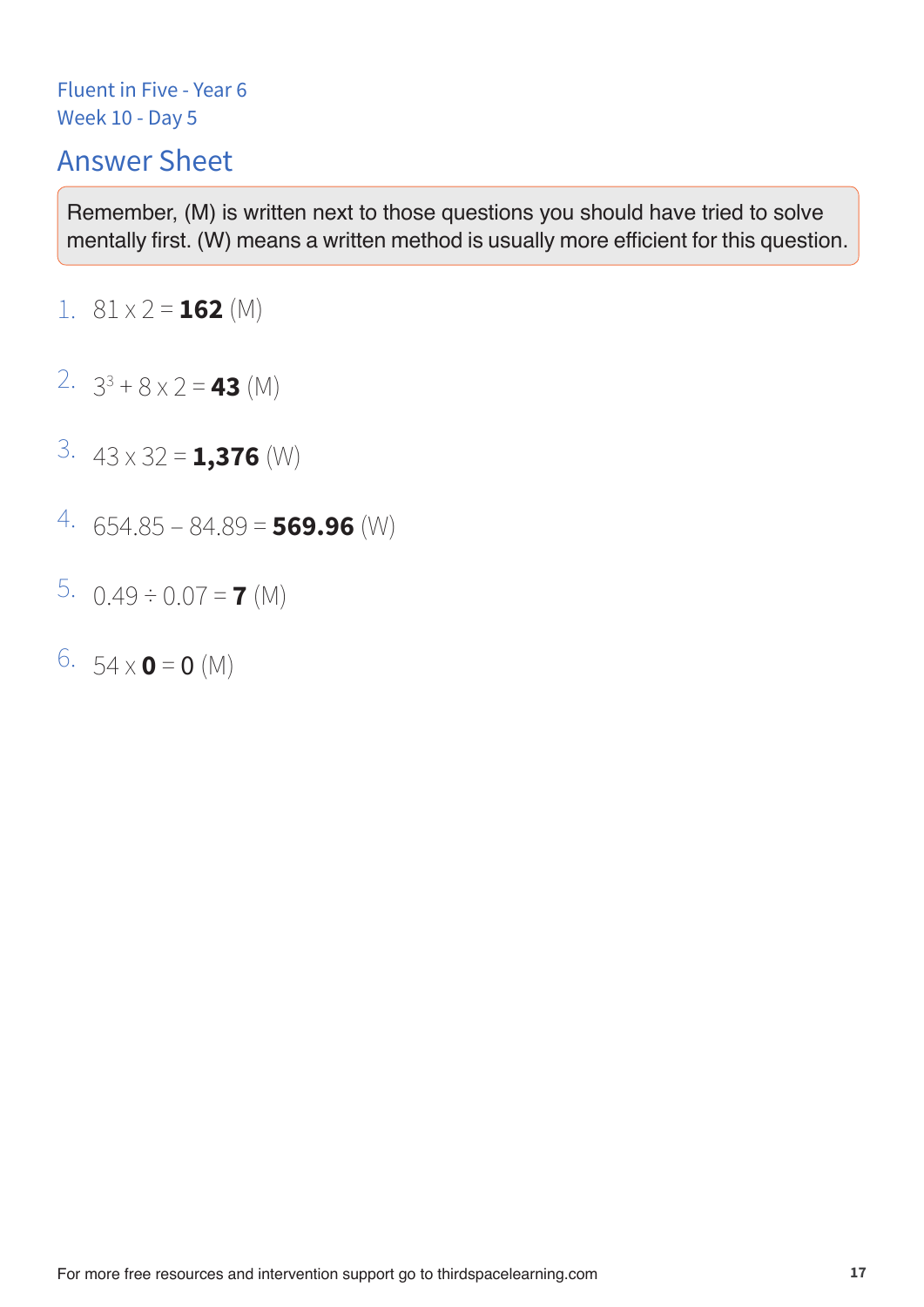Fluent in Five - Year 6
Week 10 - Day 5

## Answer Sheet

Remember, (M) is written next to those questions you should have tried to solve mentally first. (W) means a written method is usually more efficient for this question.

1. 81 x 2 = **162** (M)

2. $3^3$ + 8 x 2 = **43** (M)

3. 43 x 32 = **1,376** (W)

4. 654.85 – 84.89 = **569.96** (W)

5. 0.49 ÷ 0.07 = **7** (M)

6. 54 x **0** = 0 (M)

For more free resources and intervention support go to thirdspacelearning.com